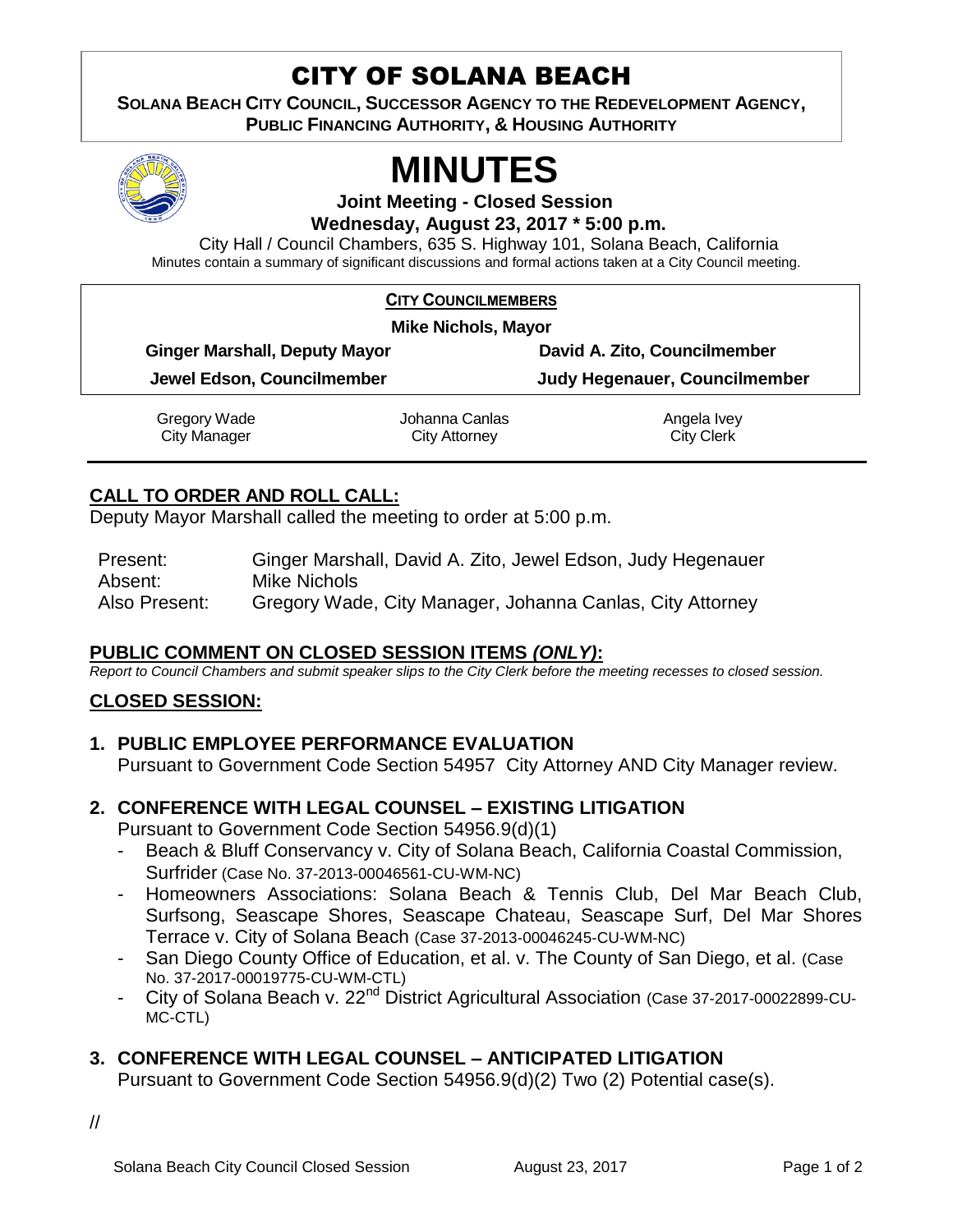# CITY OF SOLANA BEACH

**SOLANA BEACH CITY COUNCIL, SUCCESSOR AGENCY TO THE REDEVELOPMENT AGENCY, PUBLIC FINANCING AUTHORITY, & HOUSING AUTHORITY**

# MINUTES

**Joint Meeting - Closed Session**

**Wednesday, August 23, 2017 * 5:00 p.m.**

City Hall / Council Chambers, 635 S. Highway 101, Solana Beach, California

Minutes contain a summary of significant discussions and formal actions taken at a City Council meeting.

**CITY COUNCILMEMBERS**

**Mike Nichols, Mayor**

| | |
|---|---|
| **Ginger Marshall, Deputy Mayor** | **David A. Zito, Councilmember** |
| **Jewel Edson, Councilmember** | **Judy Hegenauer, Councilmember** |

| | | |
|---|---|---|
| Gregory Wade<br>City Manager | Johanna Canlas<br>City Attorney | Angela Ivey<br>City Clerk |

## CALL TO ORDER AND ROLL CALL:

Deputy Mayor Marshall called the meeting to order at 5:00 p.m.

| | |
|---|---|
| Present: | Ginger Marshall, David A. Zito, Jewel Edson, Judy Hegenauer |
| Absent: | Mike Nichols |
| Also Present: | Gregory Wade, City Manager, Johanna Canlas, City Attorney |

## PUBLIC COMMENT ON CLOSED SESSION ITEMS *(ONLY)*:

*Report to Council Chambers and submit speaker slips to the City Clerk before the meeting recesses to closed session.*

## CLOSED SESSION:

**1. PUBLIC EMPLOYEE PERFORMANCE EVALUATION**

Pursuant to Government Code Section 54957 City Attorney AND City Manager review.

**2. CONFERENCE WITH LEGAL COUNSEL – EXISTING LITIGATION**

Pursuant to Government Code Section 54956.9(d)(1)

- Beach & Bluff Conservancy v. City of Solana Beach, California Coastal Commission, Surfrider (Case No. 37-2013-00046561-CU-WM-NC)
- Homeowners Associations: Solana Beach & Tennis Club, Del Mar Beach Club, Surfsong, Seascape Shores, Seascape Chateau, Seascape Surf, Del Mar Shores Terrace v. City of Solana Beach (Case 37-2013-00046245-CU-WM-NC)
- San Diego County Office of Education, et al. v. The County of San Diego, et al. (Case No. 37-2017-00019775-CU-WM-CTL)
- City of Solana Beach v. 22nd District Agricultural Association (Case 37-2017-00022899-CU-MC-CTL)

**3. CONFERENCE WITH LEGAL COUNSEL – ANTICIPATED LITIGATION**

Pursuant to Government Code Section 54956.9(d)(2) Two (2) Potential case(s).

//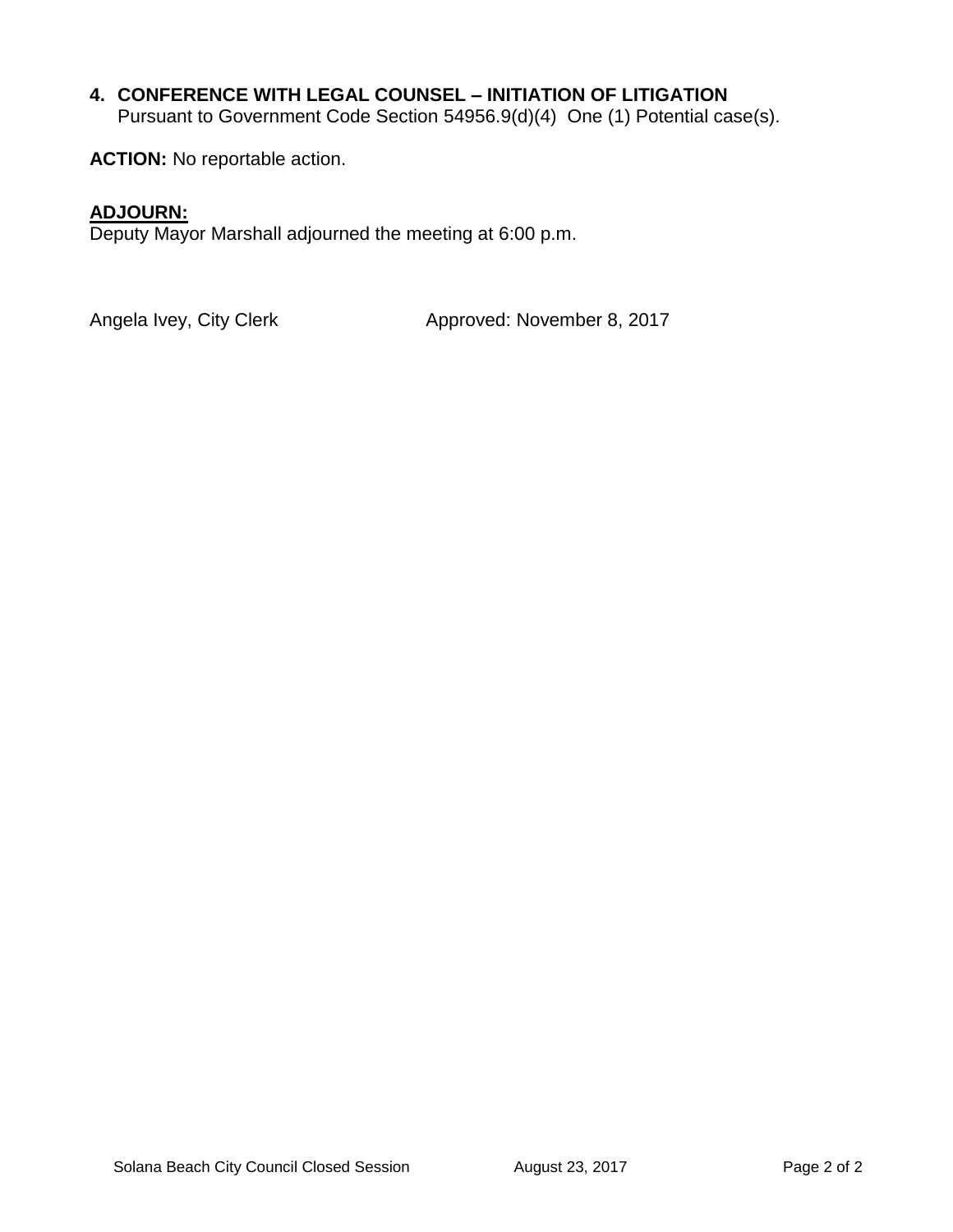**4. CONFERENCE WITH LEGAL COUNSEL – INITIATION OF LITIGATION**
Pursuant to Government Code Section 54956.9(d)(4) One (1) Potential case(s).

**ACTION:** No reportable action.

**ADJOURN:**
Deputy Mayor Marshall adjourned the meeting at 6:00 p.m.

Angela Ivey, City Clerk    Approved: November 8, 2017